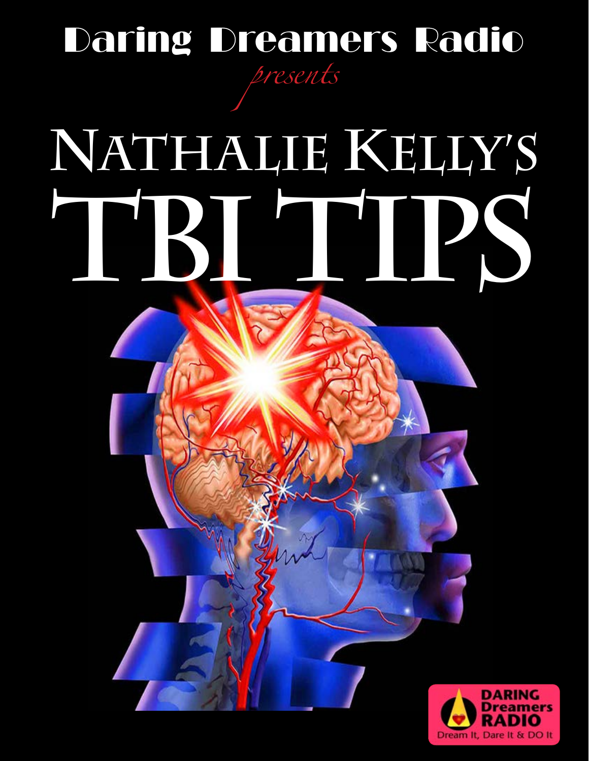# Daring Dreamers Radio

*presents*

# Nathalie Kelly's TBI TIPS

DARING Dreamers RADIO
Dream It, Dare It & DO It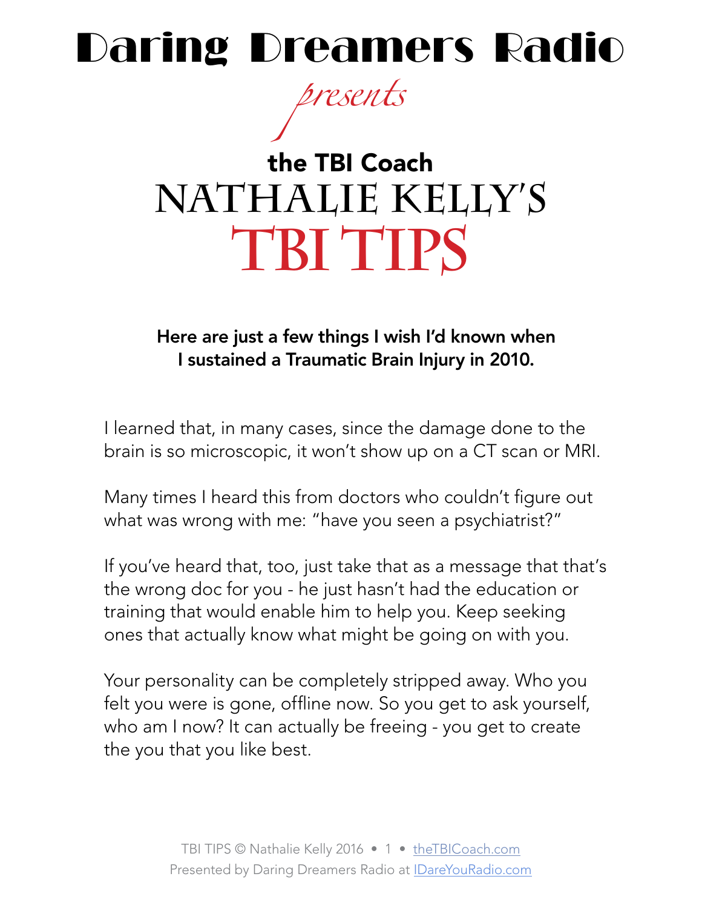# Daring Dreamers Radio

*presents*

## the TBI Coach

# NATHALIE KELLY'S TBI TIPS

**Here are just a few things I wish I'd known when I sustained a Traumatic Brain Injury in 2010.**

I learned that, in many cases, since the damage done to the brain is so microscopic, it won't show up on a CT scan or MRI.

Many times I heard this from doctors who couldn't figure out what was wrong with me: "have you seen a psychiatrist?"

If you've heard that, too, just take that as a message that that's the wrong doc for you - he just hasn't had the education or training that would enable him to help you. Keep seeking ones that actually know what might be going on with you.

Your personality can be completely stripped away. Who you felt you were is gone, offline now. So you get to ask yourself, who am I now? It can actually be freeing - you get to create the you that you like best.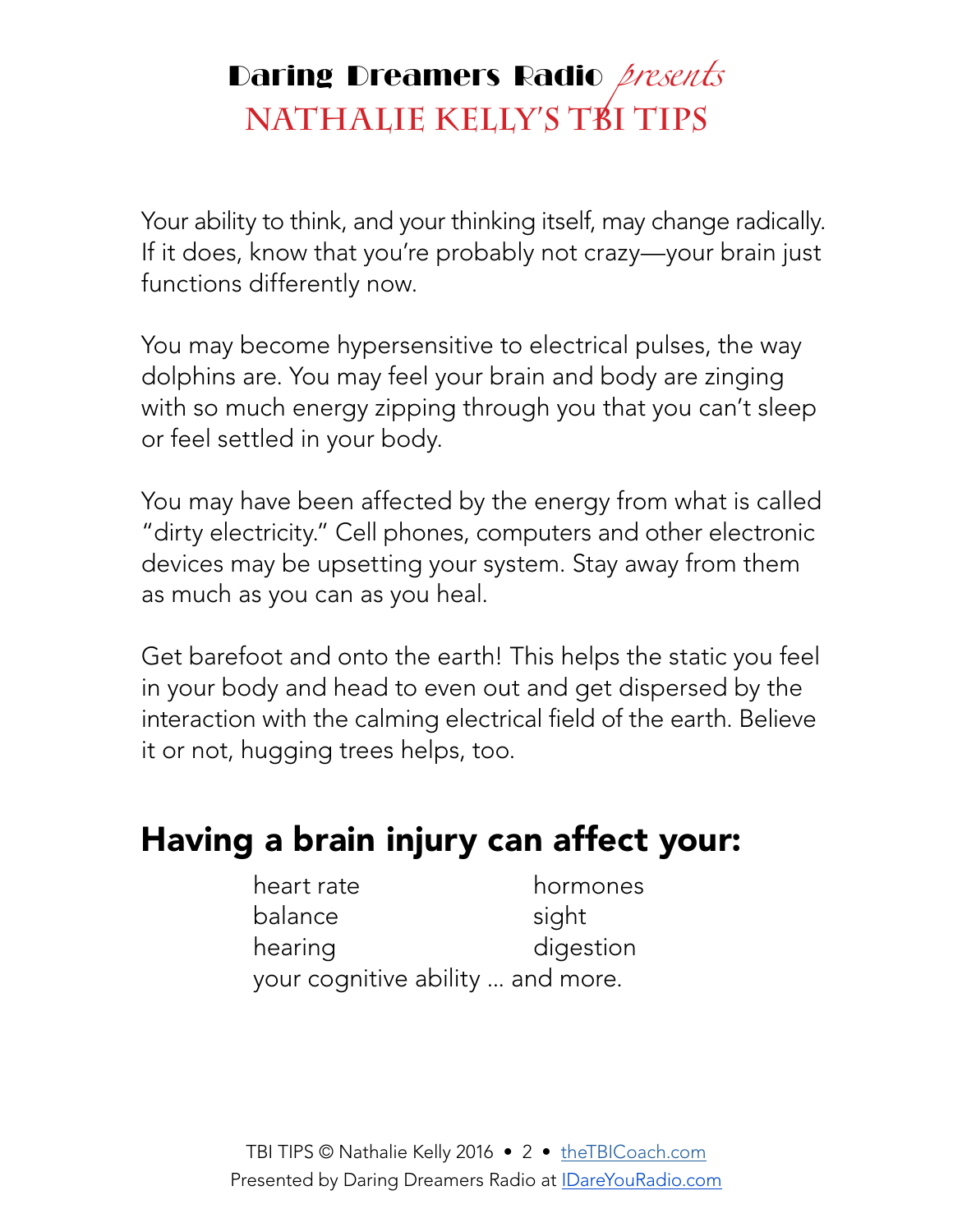Your ability to think, and your thinking itself, may change radically. If it does, know that you're probably not crazy—your brain just functions differently now.

You may become hypersensitive to electrical pulses, the way dolphins are. You may feel your brain and body are zinging with so much energy zipping through you that you can't sleep or feel settled in your body.

You may have been affected by the energy from what is called "dirty electricity." Cell phones, computers and other electronic devices may be upsetting your system. Stay away from them as much as you can as you heal.

Get barefoot and onto the earth! This helps the static you feel in your body and head to even out and get dispersed by the interaction with the calming electrical field of the earth. Believe it or not, hugging trees helps, too.

## Having a brain injury can affect your:

- heart rate
- balance
- hearing
- hormones
- sight
- digestion
- your cognitive ability ... and more.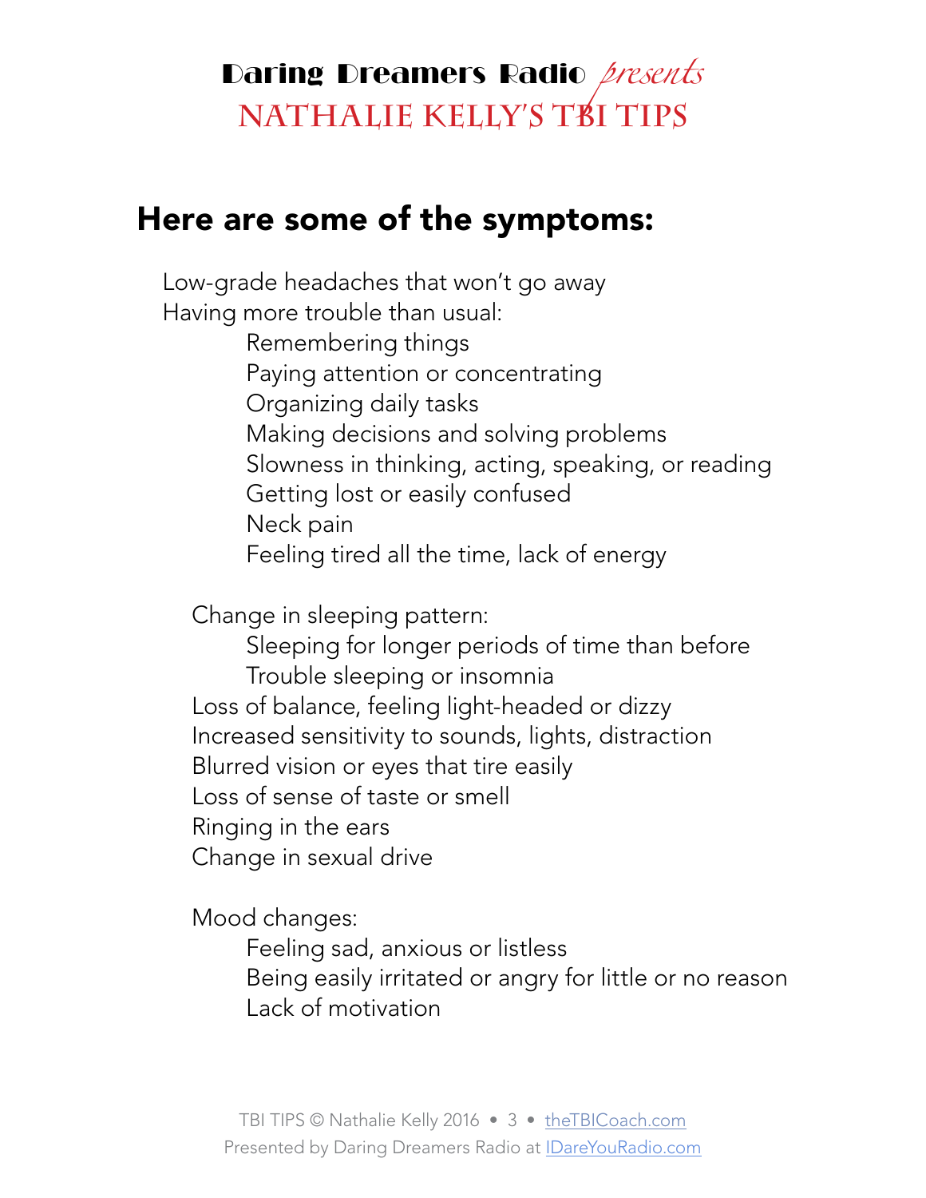## Here are some of the symptoms:

- Low-grade headaches that won't go away
- Having more trouble than usual:
  - Remembering things
  - Paying attention or concentrating
  - Organizing daily tasks
  - Making decisions and solving problems
  - Slowness in thinking, acting, speaking, or reading
  - Getting lost or easily confused
  - Neck pain
  - Feeling tired all the time, lack of energy

- Change in sleeping pattern:
  - Sleeping for longer periods of time than before
  - Trouble sleeping or insomnia
- Loss of balance, feeling light-headed or dizzy
- Increased sensitivity to sounds, lights, distraction
- Blurred vision or eyes that tire easily
- Loss of sense of taste or smell
- Ringing in the ears
- Change in sexual drive

- Mood changes:
  - Feeling sad, anxious or listless
  - Being easily irritated or angry for little or no reason
  - Lack of motivation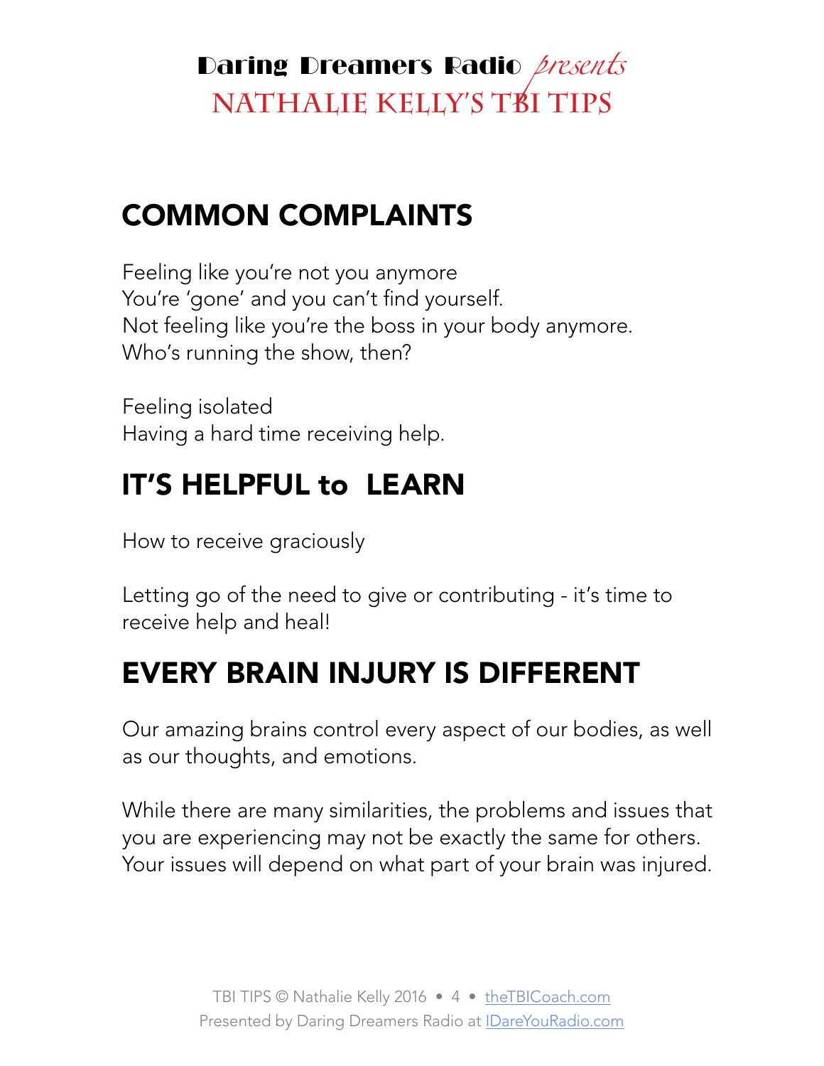## COMMON COMPLAINTS

Feeling like you're not you anymore
You're 'gone' and you can't find yourself.
Not feeling like you're the boss in your body anymore.
Who's running the show, then?

Feeling isolated
Having a hard time receiving help.

## IT'S HELPFUL to LEARN

How to receive graciously

Letting go of the need to give or contributing - it's time to receive help and heal!

## EVERY BRAIN INJURY IS DIFFERENT

Our amazing brains control every aspect of our bodies, as well as our thoughts, and emotions.

While there are many similarities, the problems and issues that you are experiencing may not be exactly the same for others. Your issues will depend on what part of your brain was injured.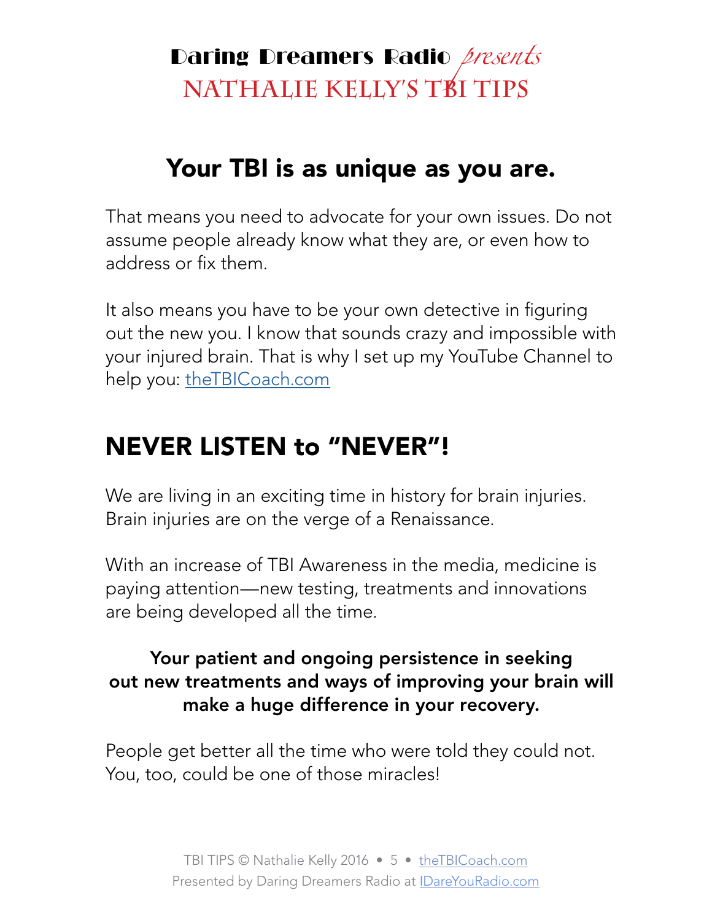## Your TBI is as unique as you are.

That means you need to advocate for your own issues. Do not assume people already know what they are, or even how to address or fix them.

It also means you have to be your own detective in figuring out the new you. I know that sounds crazy and impossible with your injured brain. That is why I set up my YouTube Channel to help you: theTBICoach.com

## NEVER LISTEN to "NEVER"!

We are living in an exciting time in history for brain injuries. Brain injuries are on the verge of a Renaissance.

With an increase of TBI Awareness in the media, medicine is paying attention—new testing, treatments and innovations are being developed all the time.

**Your patient and ongoing persistence in seeking out new treatments and ways of improving your brain will make a huge difference in your recovery.**

People get better all the time who were told they could not. You, too, could be one of those miracles!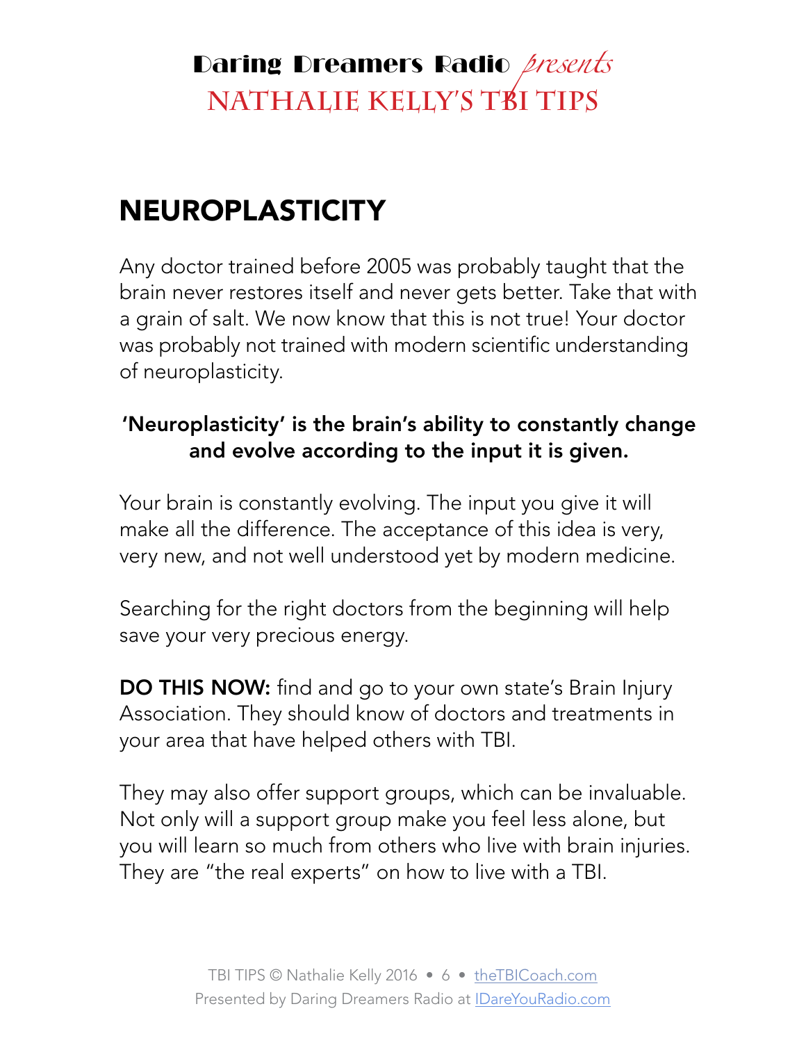# NEUROPLASTICITY

Any doctor trained before 2005 was probably taught that the brain never restores itself and never gets better. Take that with a grain of salt. We now know that this is not true! Your doctor was probably not trained with modern scientific understanding of neuroplasticity.

**'Neuroplasticity' is the brain's ability to constantly change and evolve according to the input it is given.**

Your brain is constantly evolving. The input you give it will make all the difference. The acceptance of this idea is very, very new, and not well understood yet by modern medicine.

Searching for the right doctors from the beginning will help save your very precious energy.

**DO THIS NOW:** find and go to your own state's Brain Injury Association. They should know of doctors and treatments in your area that have helped others with TBI.

They may also offer support groups, which can be invaluable. Not only will a support group make you feel less alone, but you will learn so much from others who live with brain injuries. They are "the real experts" on how to live with a TBI.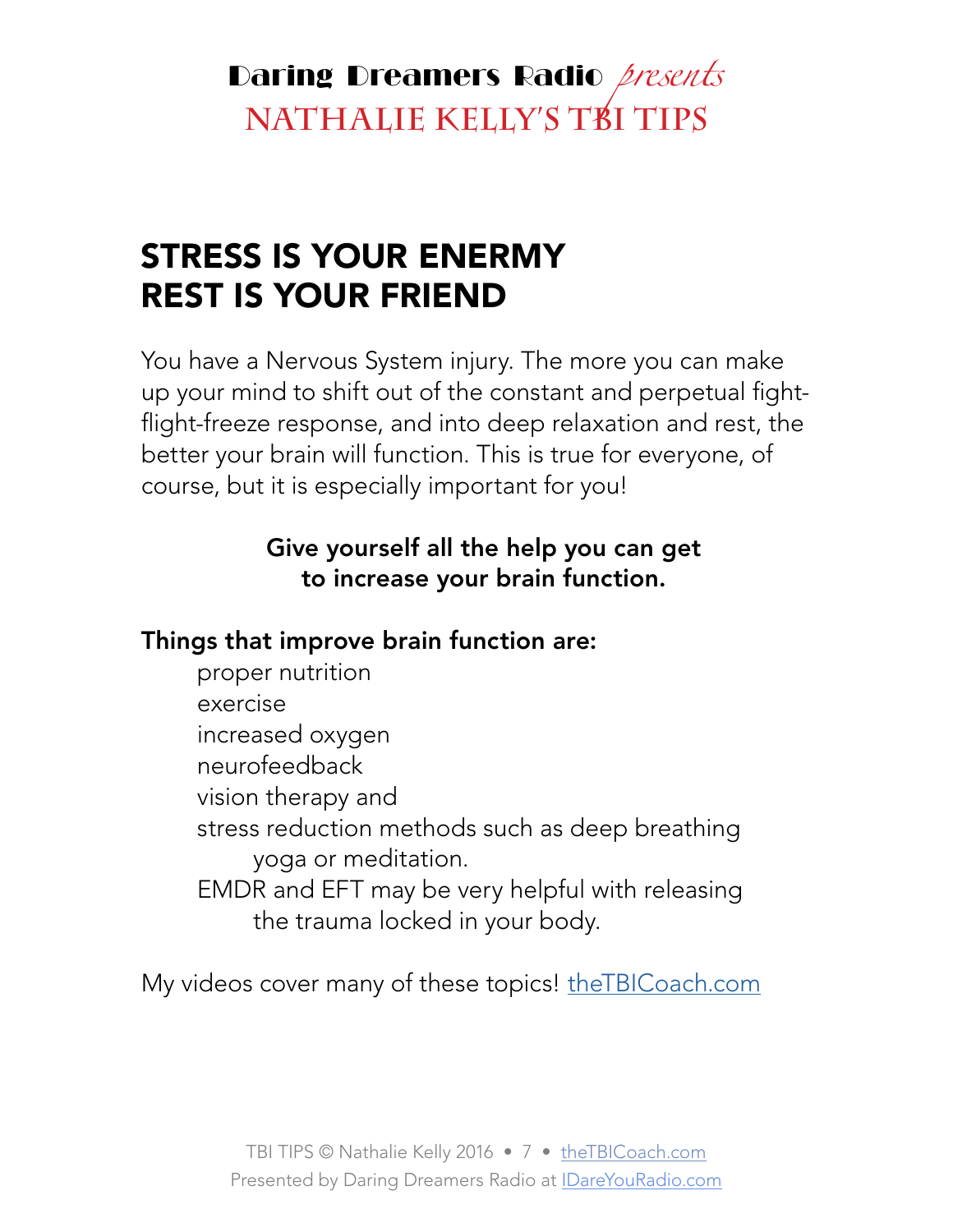## STRESS IS YOUR ENERMY
## REST IS YOUR FRIEND

You have a Nervous System injury. The more you can make up your mind to shift out of the constant and perpetual fight-flight-freeze response, and into deep relaxation and rest, the better your brain will function. This is true for everyone, of course, but it is especially important for you!

**Give yourself all the help you can get to increase your brain function.**

**Things that improve brain function are:**

- proper nutrition
- exercise
- increased oxygen
- neurofeedback
- vision therapy and
- stress reduction methods such as deep breathing yoga or meditation.
- EMDR and EFT may be very helpful with releasing the trauma locked in your body.

My videos cover many of these topics! [theTBICoach.com](theTBICoach.com)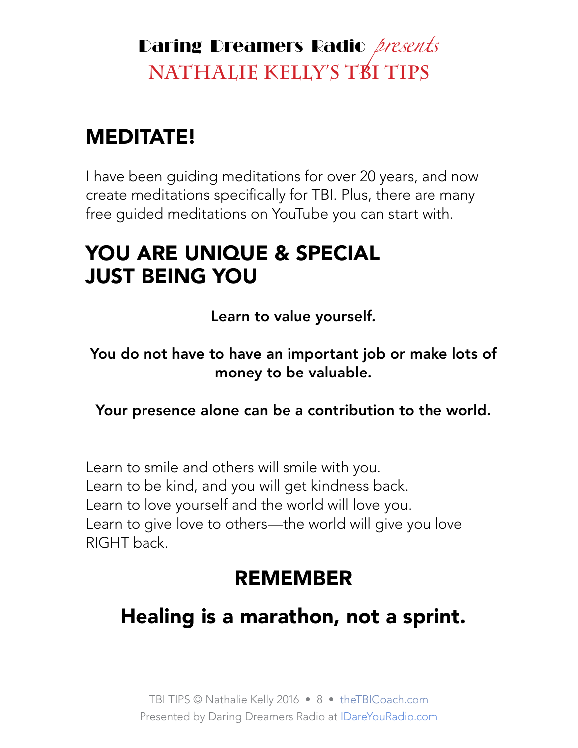## MEDITATE!

I have been guiding meditations for over 20 years, and now create meditations specifically for TBI. Plus, there are many free guided meditations on YouTube you can start with.

## YOU ARE UNIQUE & SPECIAL JUST BEING YOU

**Learn to value yourself.**

**You do not have to have an important job or make lots of money to be valuable.**

**Your presence alone can be a contribution to the world.**

Learn to smile and others will smile with you.
Learn to be kind, and you will get kindness back.
Learn to love yourself and the world will love you.
Learn to give love to others—the world will give you love RIGHT back.

## REMEMBER

## Healing is a marathon, not a sprint.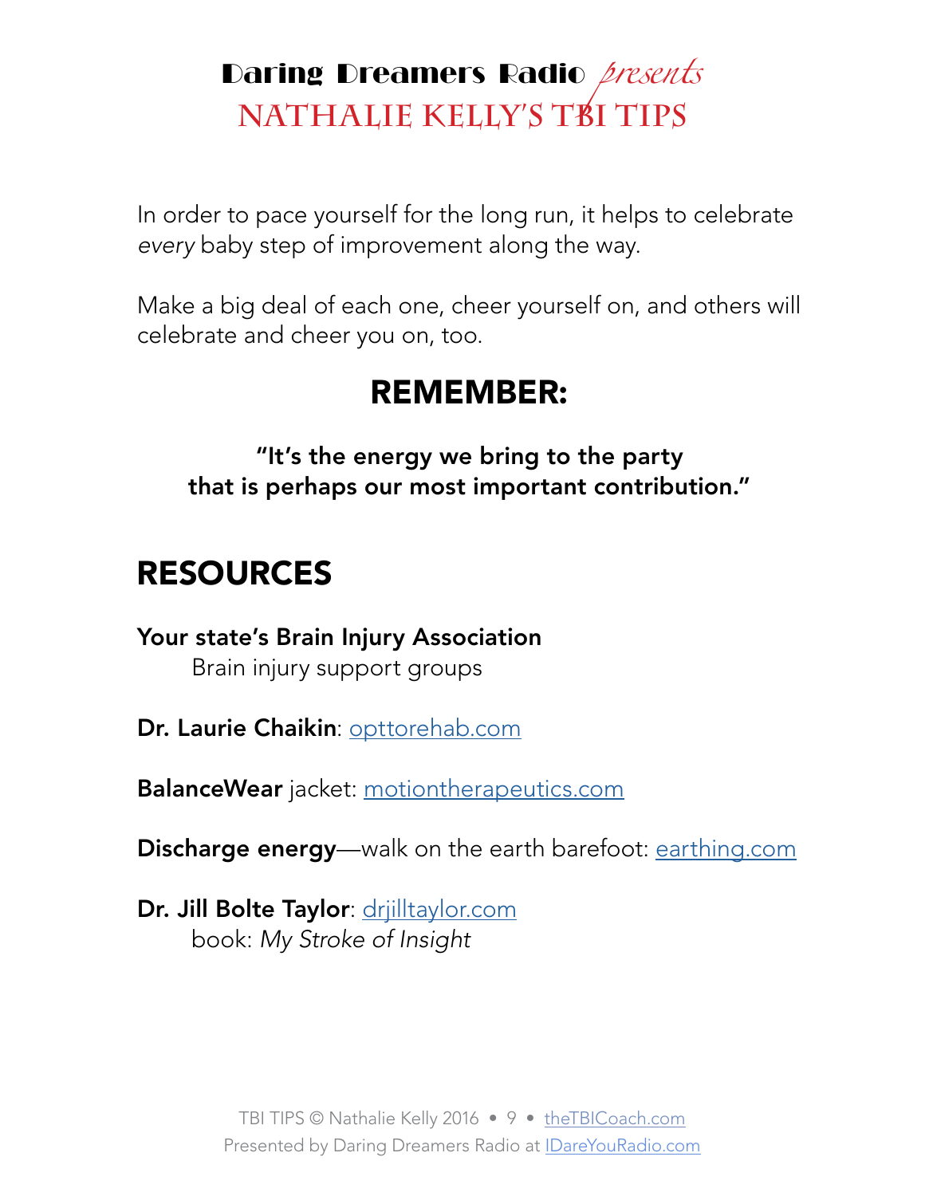In order to pace yourself for the long run, it helps to celebrate *every* baby step of improvement along the way.

Make a big deal of each one, cheer yourself on, and others will celebrate and cheer you on, too.

## REMEMBER:

**"It's the energy we bring to the party that is perhaps our most important contribution."**

## RESOURCES

**Your state's Brain Injury Association**
Brain injury support groups

**Dr. Laurie Chaikin**: opttorehab.com

**BalanceWear** jacket: motiontherapeutics.com

**Discharge energy**—walk on the earth barefoot: earthing.com

**Dr. Jill Bolte Taylor**: drjilltaylor.com
book: *My Stroke of Insight*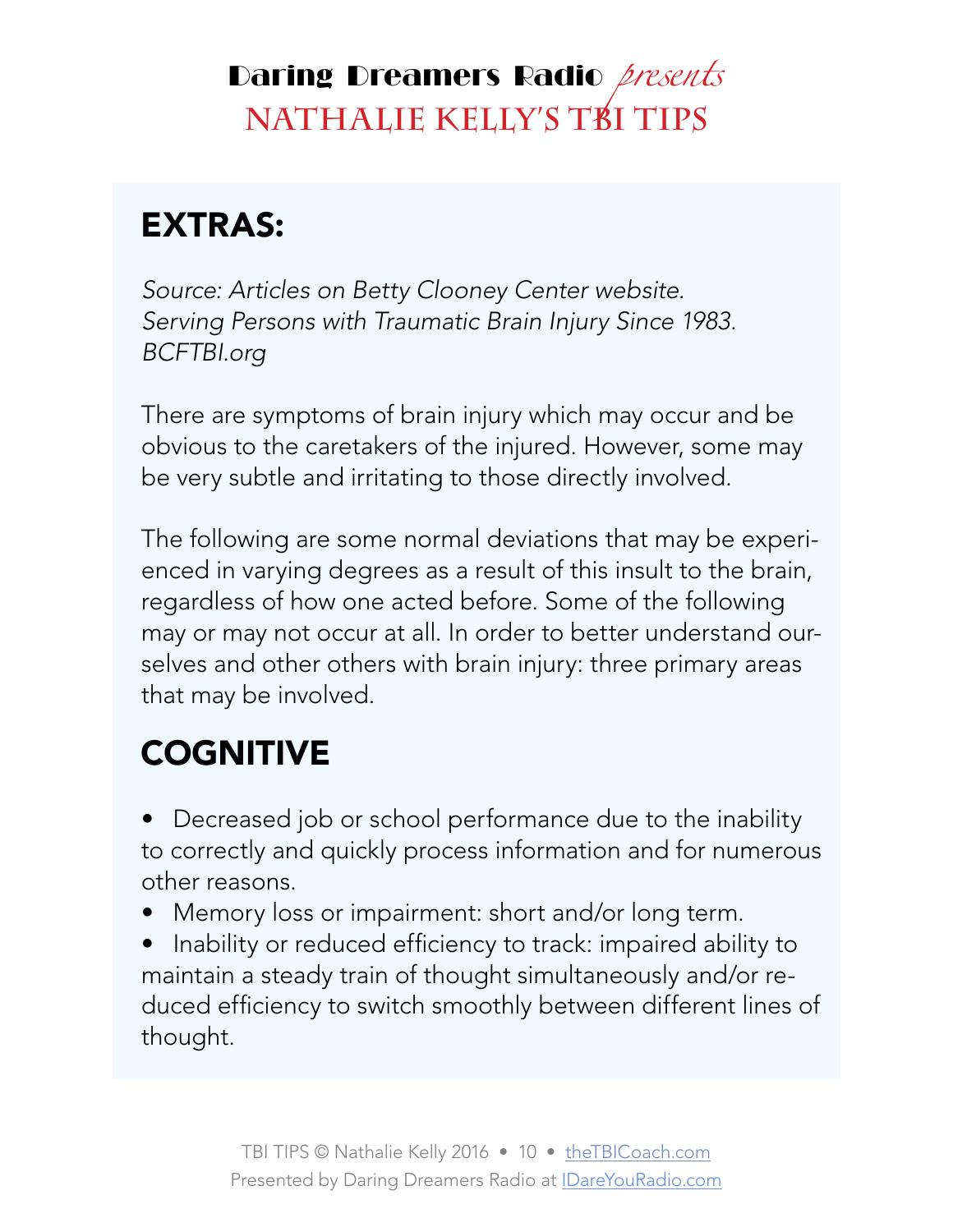# EXTRAS:

*Source: Articles on Betty Clooney Center website. Serving Persons with Traumatic Brain Injury Since 1983. BCFTBI.org*

There are symptoms of brain injury which may occur and be obvious to the caretakers of the injured. However, some may be very subtle and irritating to those directly involved.

The following are some normal deviations that may be experienced in varying degrees as a result of this insult to the brain, regardless of how one acted before. Some of the following may or may not occur at all. In order to better understand ourselves and other others with brain injury: three primary areas that may be involved.

# COGNITIVE

- Decreased job or school performance due to the inability to correctly and quickly process information and for numerous other reasons.
- Memory loss or impairment: short and/or long term.
- Inability or reduced efficiency to track: impaired ability to maintain a steady train of thought simultaneously and/or reduced efficiency to switch smoothly between different lines of thought.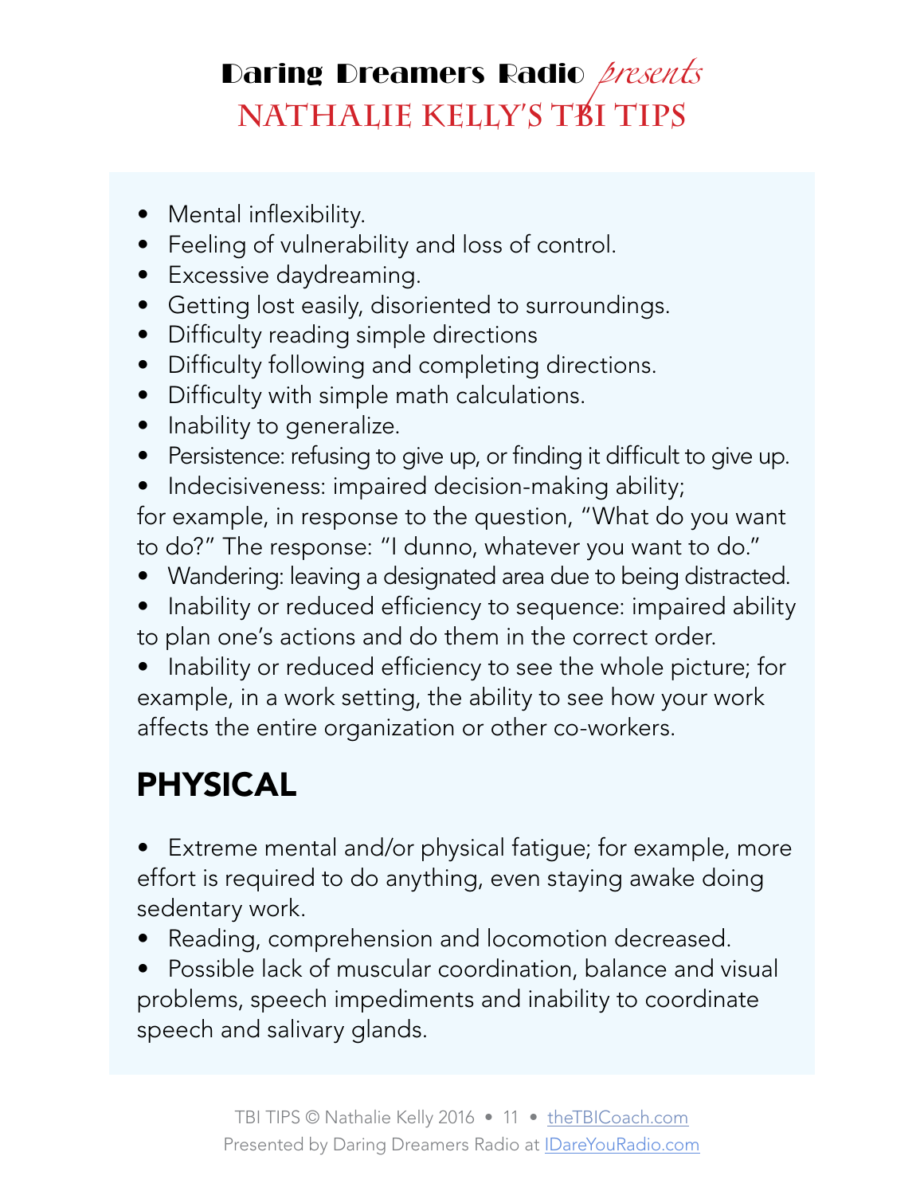- Mental inflexibility.
- Feeling of vulnerability and loss of control.
- Excessive daydreaming.
- Getting lost easily, disoriented to surroundings.
- Difficulty reading simple directions
- Difficulty following and completing directions.
- Difficulty with simple math calculations.
- Inability to generalize.
- Persistence: refusing to give up, or finding it difficult to give up.
- Indecisiveness: impaired decision-making ability; for example, in response to the question, "What do you want to do?" The response: "I dunno, whatever you want to do."
- Wandering: leaving a designated area due to being distracted.
- Inability or reduced efficiency to sequence: impaired ability to plan one's actions and do them in the correct order.
- Inability or reduced efficiency to see the whole picture; for example, in a work setting, the ability to see how your work affects the entire organization or other co-workers.

## PHYSICAL

- Extreme mental and/or physical fatigue; for example, more effort is required to do anything, even staying awake doing sedentary work.
- Reading, comprehension and locomotion decreased.
- Possible lack of muscular coordination, balance and visual problems, speech impediments and inability to coordinate speech and salivary glands.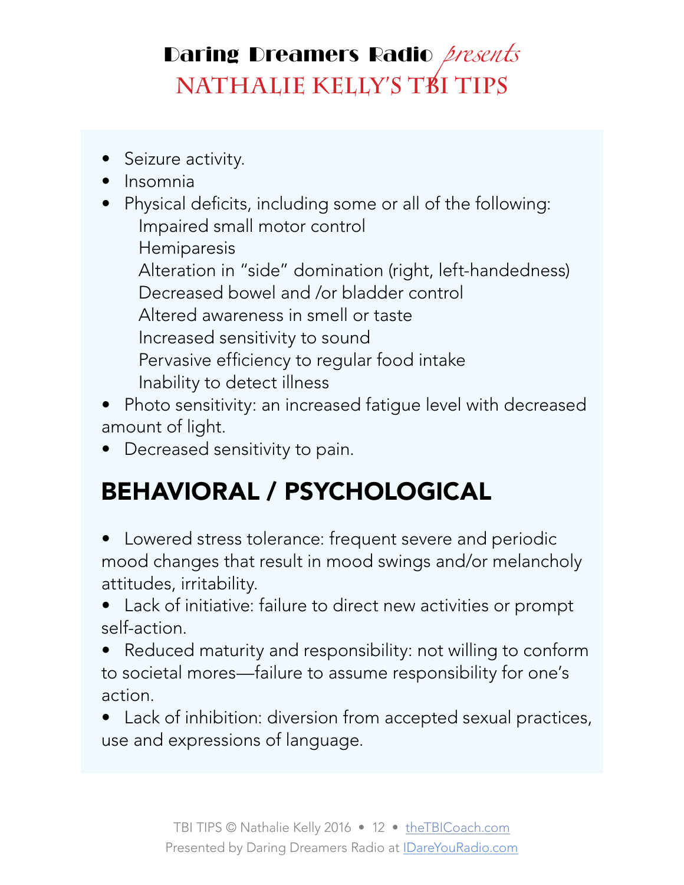- Seizure activity.
- Insomnia
- Physical deficits, including some or all of the following:
    - Impaired small motor control
    - Hemiparesis
    - Alteration in "side" domination (right, left-handedness)
    - Decreased bowel and /or bladder control
    - Altered awareness in smell or taste
    - Increased sensitivity to sound
    - Pervasive efficiency to regular food intake
    - Inability to detect illness
- Photo sensitivity: an increased fatigue level with decreased amount of light.
- Decreased sensitivity to pain.

## BEHAVIORAL / PSYCHOLOGICAL

- Lowered stress tolerance: frequent severe and periodic mood changes that result in mood swings and/or melancholy attitudes, irritability.
- Lack of initiative: failure to direct new activities or prompt self-action.
- Reduced maturity and responsibility: not willing to conform to societal mores—failure to assume responsibility for one's action.
- Lack of inhibition: diversion from accepted sexual practices, use and expressions of language.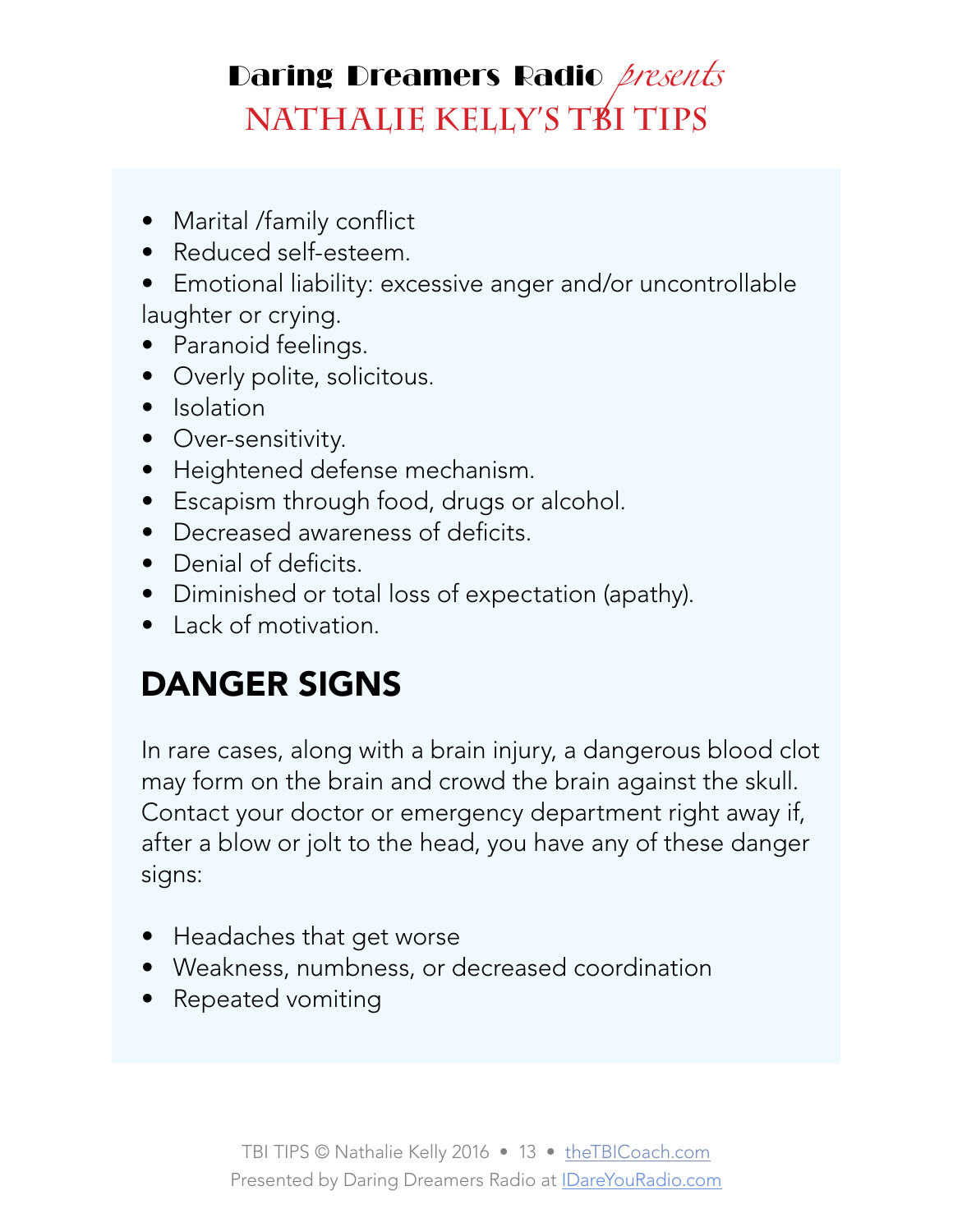- Marital /family conflict
- Reduced self-esteem.
- Emotional liability: excessive anger and/or uncontrollable laughter or crying.
- Paranoid feelings.
- Overly polite, solicitous.
- Isolation
- Over-sensitivity.
- Heightened defense mechanism.
- Escapism through food, drugs or alcohol.
- Decreased awareness of deficits.
- Denial of deficits.
- Diminished or total loss of expectation (apathy).
- Lack of motivation.

## DANGER SIGNS

In rare cases, along with a brain injury, a dangerous blood clot may form on the brain and crowd the brain against the skull. Contact your doctor or emergency department right away if, after a blow or jolt to the head, you have any of these danger signs:

- Headaches that get worse
- Weakness, numbness, or decreased coordination
- Repeated vomiting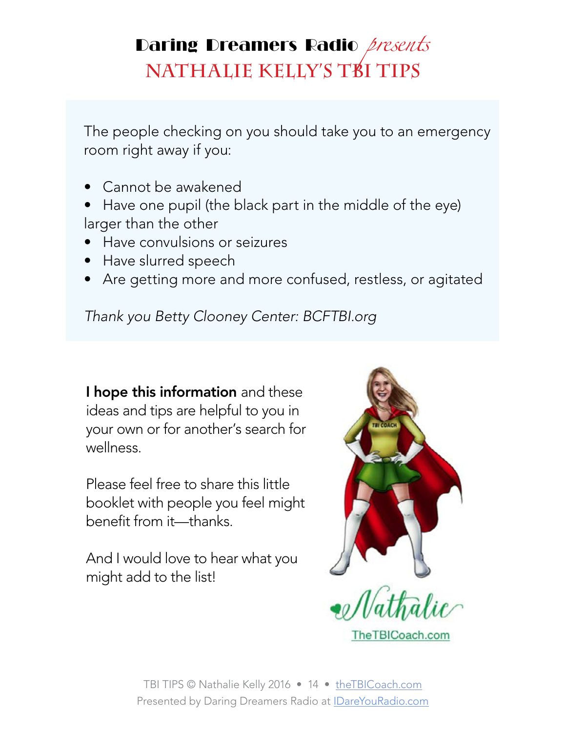# Daring Dreamers Radio *presents*
# NATHALIE KELLY'S TBI TIPS

The people checking on you should take you to an emergency room right away if you:

- Cannot be awakened
- Have one pupil (the black part in the middle of the eye) larger than the other
- Have convulsions or seizures
- Have slurred speech
- Are getting more and more confused, restless, or agitated

*Thank you Betty Clooney Center: BCFTBI.org*

**I hope this information** and these ideas and tips are helpful to you in your own or for another's search for wellness.

Please feel free to share this little booklet with people you feel might benefit from it—thanks.

And I would love to hear what you might add to the list!

Nathalie

TheTBICoach.com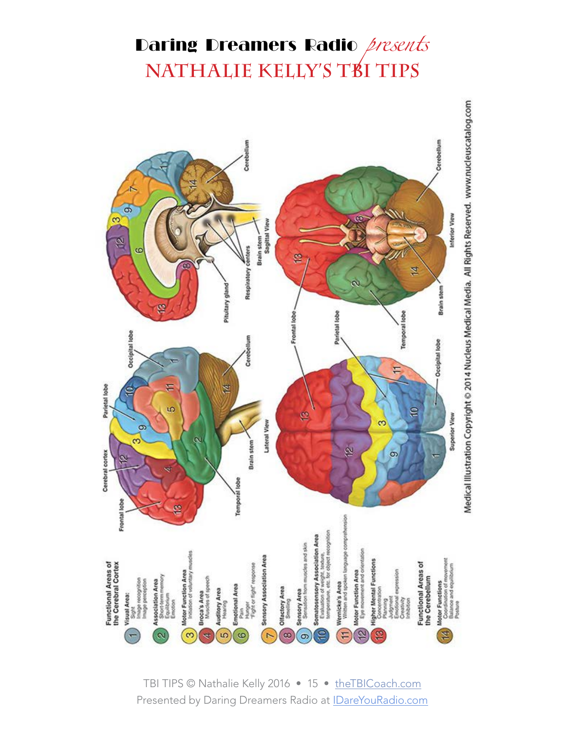# Daring Dreamers Radio *presents*

# NATHALIE KELLY'S TBI TIPS

**Functional Areas of the Cerebral Cortex**

1. **Visual Area:** Sight, Image recognition, Image perception
2. **Association Area** Short-term memory, Equilibrium, Emotion
3. **Motor Function Area** Initiation of voluntary muscles
4. **Broca's Area** Muscles of speech
5. **Auditory Area** Hearing
6. **Emotional Area** Pain, Hunger, "Fight or flight" response
7. **Sensory Association Area**
8. **Olfactory Area** Smelling
9. **Sensory Area** Sensation from muscles and skin
10. **Somatosensory Association Area** Evaluation of weight, texture, temperature, etc. for object recognition
11. **Wernicke's Area** Written and spoken language comprehension
12. **Motor Function Area** Eye movement and orientation
13. **Higher Mental Functions** Concentration, Planning, Judgment, Emotional expression, Creativity, Inhibition

**Functional Areas of the Cerebellum**

14. **Motor Functions** Coordination of movement, Balance and equilibrium, Posture

Frontal lobe, Cerebral cortex, Parietal lobe, Occipital lobe, Temporal lobe, Brain stem, Cerebellum — Lateral View

Pituitary gland, Respiratory centers, Brain stem, Cerebellum — Sagittal View

Frontal lobe, Parietal lobe, Occipital lobe — Superior View

Temporal lobe, Brain stem, Cerebellum — Inferior View

Medical Illustration Copyright © 2014 Nucleus Medical Media. All Rights Reserved. www.nucleuscatalog.com

TBI TIPS © Nathalie Kelly 2016 • 15 • theTBICoach.com
Presented by Daring Dreamers Radio at IDareYouRadio.com